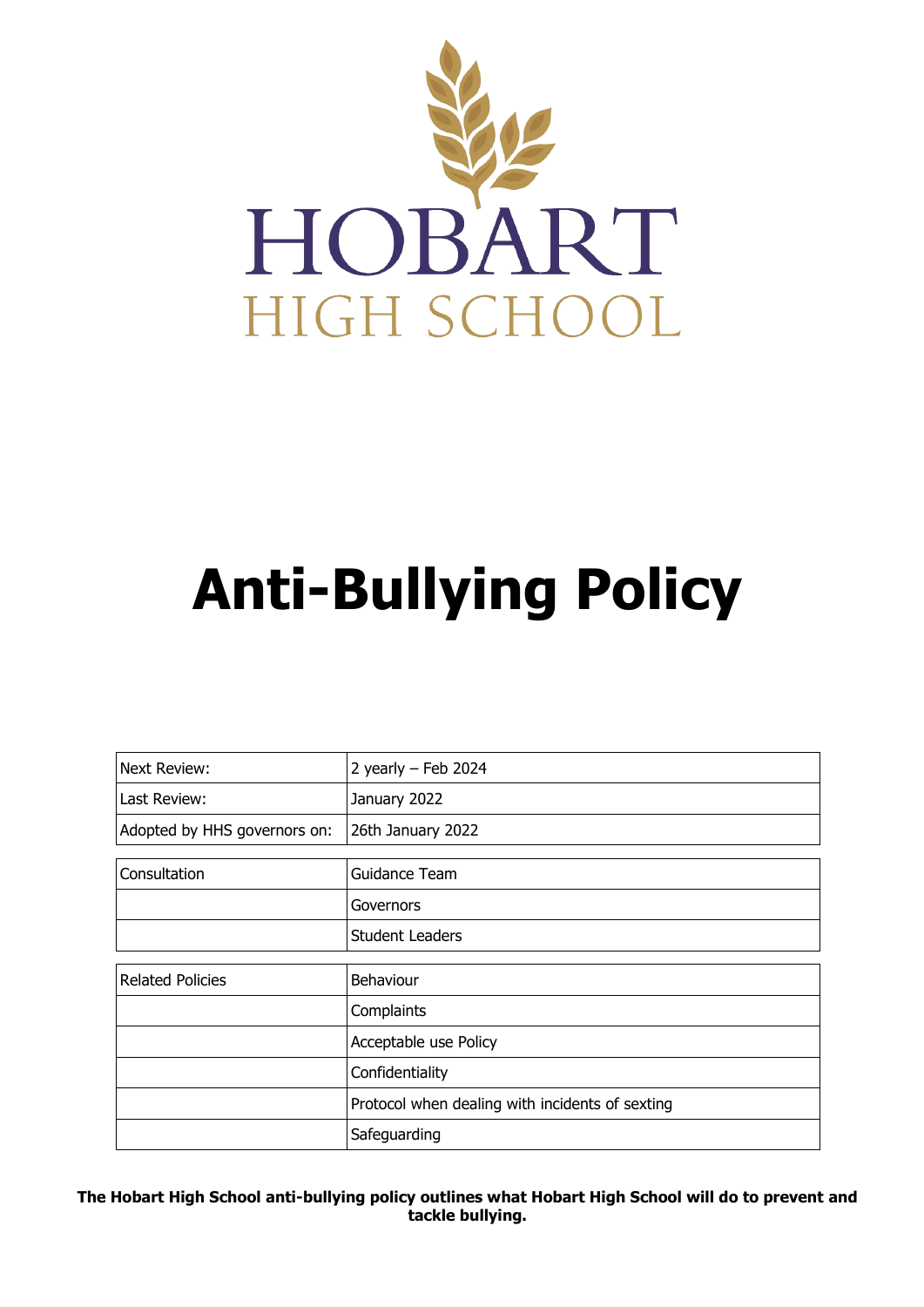HOBART

HIGH SCHOOL

# Anti-Bullying Policy

| Next Review: | 2 yearly – Feb 2024 |
|---|---|
| Last Review: | January 2022 |
| Adopted by HHS governors on: | 26th January 2022 |

| Consultation | Guidance Team |
|---|---|
| | Governors |
| | Student Leaders |

| Related Policies | Behaviour |
|---|---|
| | Complaints |
| | Acceptable use Policy |
| | Confidentiality |
| | Protocol when dealing with incidents of sexting |
| | Safeguarding |

**The Hobart High School anti-bullying policy outlines what Hobart High School will do to prevent and tackle bullying.**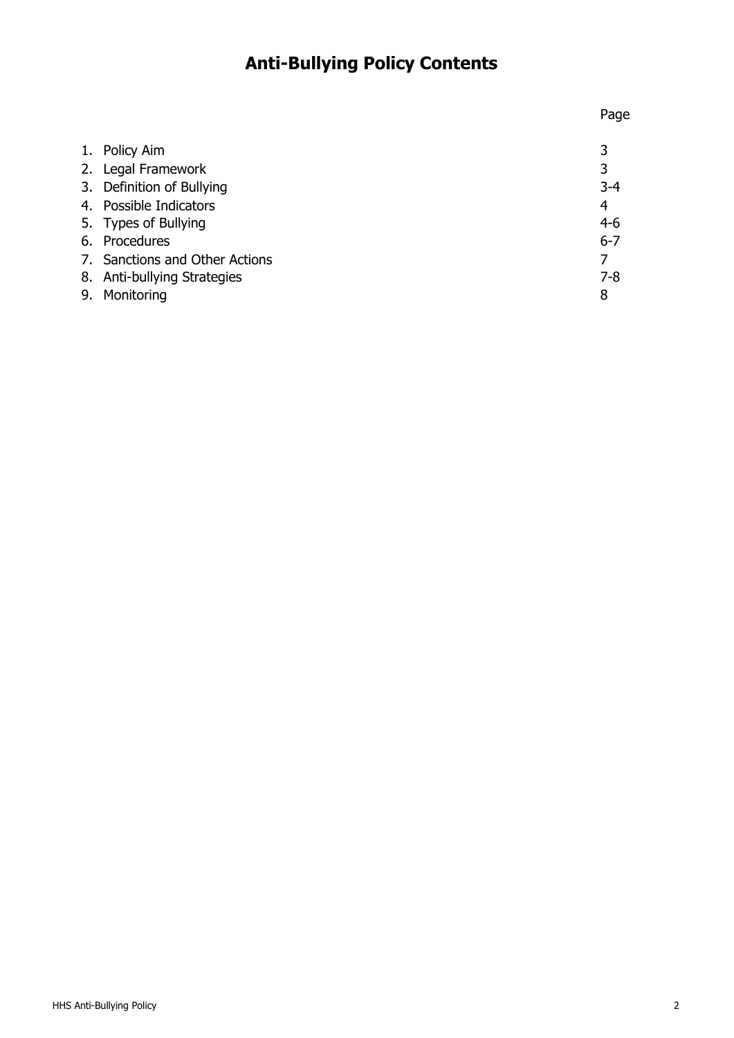# Anti-Bullying Policy Contents

| | Page |
|---|---|
| 1. Policy Aim | 3 |
| 2. Legal Framework | 3 |
| 3. Definition of Bullying | 3-4 |
| 4. Possible Indicators | 4 |
| 5. Types of Bullying | 4-6 |
| 6. Procedures | 6-7 |
| 7. Sanctions and Other Actions | 7 |
| 8. Anti-bullying Strategies | 7-8 |
| 9. Monitoring | 8 |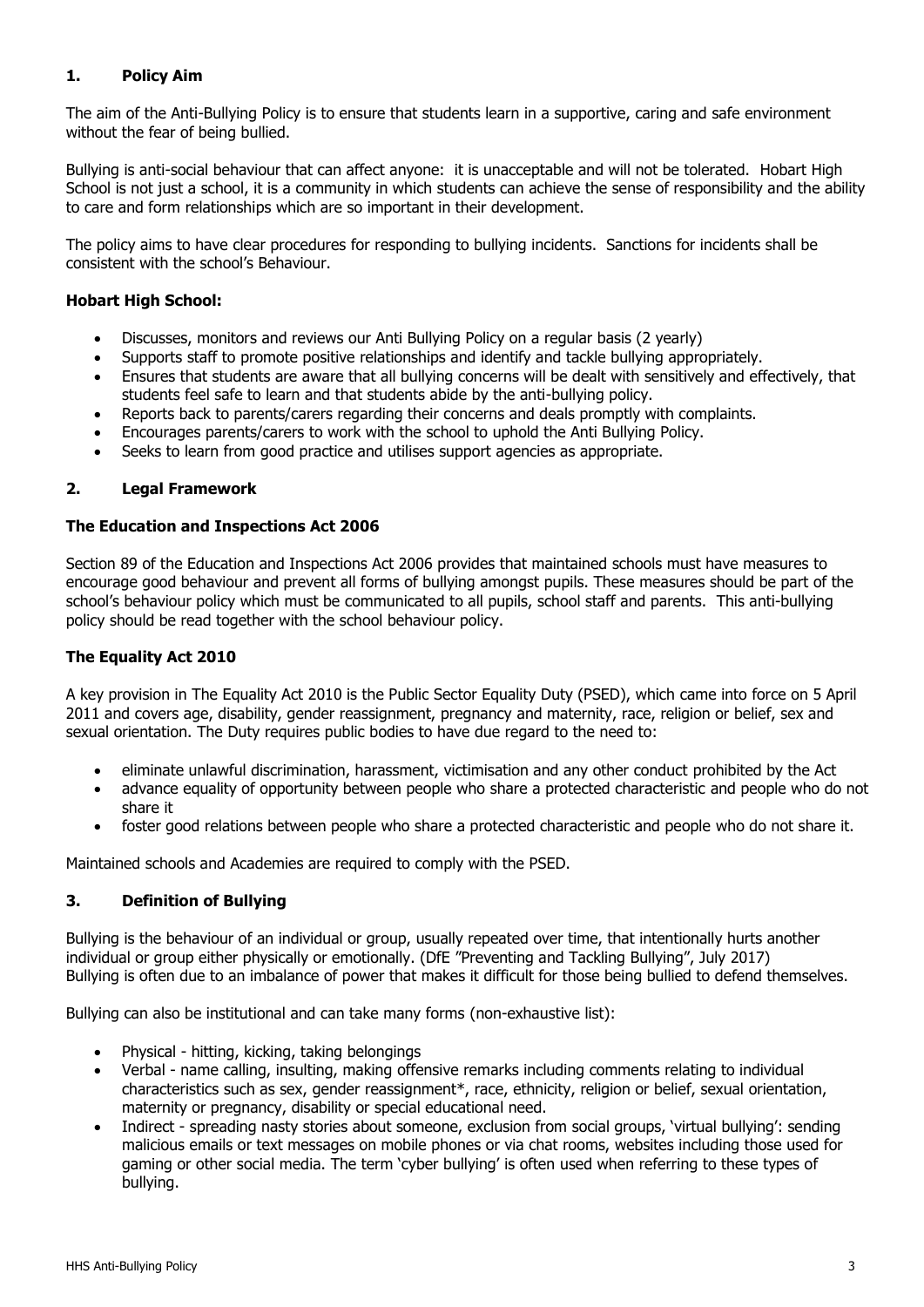## 1. Policy Aim

The aim of the Anti-Bullying Policy is to ensure that students learn in a supportive, caring and safe environment without the fear of being bullied.

Bullying is anti-social behaviour that can affect anyone: it is unacceptable and will not be tolerated. Hobart High School is not just a school, it is a community in which students can achieve the sense of responsibility and the ability to care and form relationships which are so important in their development.

The policy aims to have clear procedures for responding to bullying incidents. Sanctions for incidents shall be consistent with the school's Behaviour.

**Hobart High School:**

- Discusses, monitors and reviews our Anti Bullying Policy on a regular basis (2 yearly)
- Supports staff to promote positive relationships and identify and tackle bullying appropriately.
- Ensures that students are aware that all bullying concerns will be dealt with sensitively and effectively, that students feel safe to learn and that students abide by the anti-bullying policy.
- Reports back to parents/carers regarding their concerns and deals promptly with complaints.
- Encourages parents/carers to work with the school to uphold the Anti Bullying Policy.
- Seeks to learn from good practice and utilises support agencies as appropriate.

## 2. Legal Framework

**The Education and Inspections Act 2006**

Section 89 of the Education and Inspections Act 2006 provides that maintained schools must have measures to encourage good behaviour and prevent all forms of bullying amongst pupils. These measures should be part of the school's behaviour policy which must be communicated to all pupils, school staff and parents. This anti-bullying policy should be read together with the school behaviour policy.

**The Equality Act 2010**

A key provision in The Equality Act 2010 is the Public Sector Equality Duty (PSED), which came into force on 5 April 2011 and covers age, disability, gender reassignment, pregnancy and maternity, race, religion or belief, sex and sexual orientation. The Duty requires public bodies to have due regard to the need to:

- eliminate unlawful discrimination, harassment, victimisation and any other conduct prohibited by the Act
- advance equality of opportunity between people who share a protected characteristic and people who do not share it
- foster good relations between people who share a protected characteristic and people who do not share it.

Maintained schools and Academies are required to comply with the PSED.

## 3. Definition of Bullying

Bullying is the behaviour of an individual or group, usually repeated over time, that intentionally hurts another individual or group either physically or emotionally. (DfE "Preventing and Tackling Bullying", July 2017)
Bullying is often due to an imbalance of power that makes it difficult for those being bullied to defend themselves.

Bullying can also be institutional and can take many forms (non-exhaustive list):

- Physical - hitting, kicking, taking belongings
- Verbal - name calling, insulting, making offensive remarks including comments relating to individual characteristics such as sex, gender reassignment*, race, ethnicity, religion or belief, sexual orientation, maternity or pregnancy, disability or special educational need.
- Indirect - spreading nasty stories about someone, exclusion from social groups, 'virtual bullying': sending malicious emails or text messages on mobile phones or via chat rooms, websites including those used for gaming or other social media. The term 'cyber bullying' is often used when referring to these types of bullying.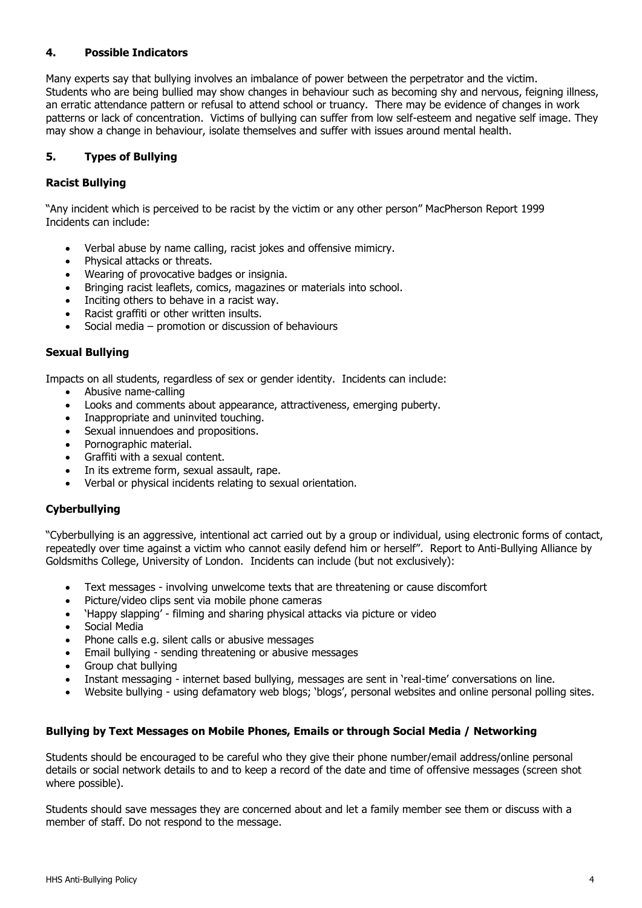## 4. Possible Indicators

Many experts say that bullying involves an imbalance of power between the perpetrator and the victim. Students who are being bullied may show changes in behaviour such as becoming shy and nervous, feigning illness, an erratic attendance pattern or refusal to attend school or truancy. There may be evidence of changes in work patterns or lack of concentration. Victims of bullying can suffer from low self-esteem and negative self image. They may show a change in behaviour, isolate themselves and suffer with issues around mental health.

## 5. Types of Bullying

### Racist Bullying

"Any incident which is perceived to be racist by the victim or any other person" MacPherson Report 1999
Incidents can include:

- Verbal abuse by name calling, racist jokes and offensive mimicry.
- Physical attacks or threats.
- Wearing of provocative badges or insignia.
- Bringing racist leaflets, comics, magazines or materials into school.
- Inciting others to behave in a racist way.
- Racist graffiti or other written insults.
- Social media – promotion or discussion of behaviours

### Sexual Bullying

Impacts on all students, regardless of sex or gender identity. Incidents can include:

- Abusive name-calling
- Looks and comments about appearance, attractiveness, emerging puberty.
- Inappropriate and uninvited touching.
- Sexual innuendoes and propositions.
- Pornographic material.
- Graffiti with a sexual content.
- In its extreme form, sexual assault, rape.
- Verbal or physical incidents relating to sexual orientation.

### Cyberbullying

"Cyberbullying is an aggressive, intentional act carried out by a group or individual, using electronic forms of contact, repeatedly over time against a victim who cannot easily defend him or herself". Report to Anti-Bullying Alliance by Goldsmiths College, University of London. Incidents can include (but not exclusively):

- Text messages - involving unwelcome texts that are threatening or cause discomfort
- Picture/video clips sent via mobile phone cameras
- 'Happy slapping' - filming and sharing physical attacks via picture or video
- Social Media
- Phone calls e.g. silent calls or abusive messages
- Email bullying - sending threatening or abusive messages
- Group chat bullying
- Instant messaging - internet based bullying, messages are sent in 'real-time' conversations on line.
- Website bullying - using defamatory web blogs; 'blogs', personal websites and online personal polling sites.

### Bullying by Text Messages on Mobile Phones, Emails or through Social Media / Networking

Students should be encouraged to be careful who they give their phone number/email address/online personal details or social network details to and to keep a record of the date and time of offensive messages (screen shot where possible).

Students should save messages they are concerned about and let a family member see them or discuss with a member of staff. Do not respond to the message.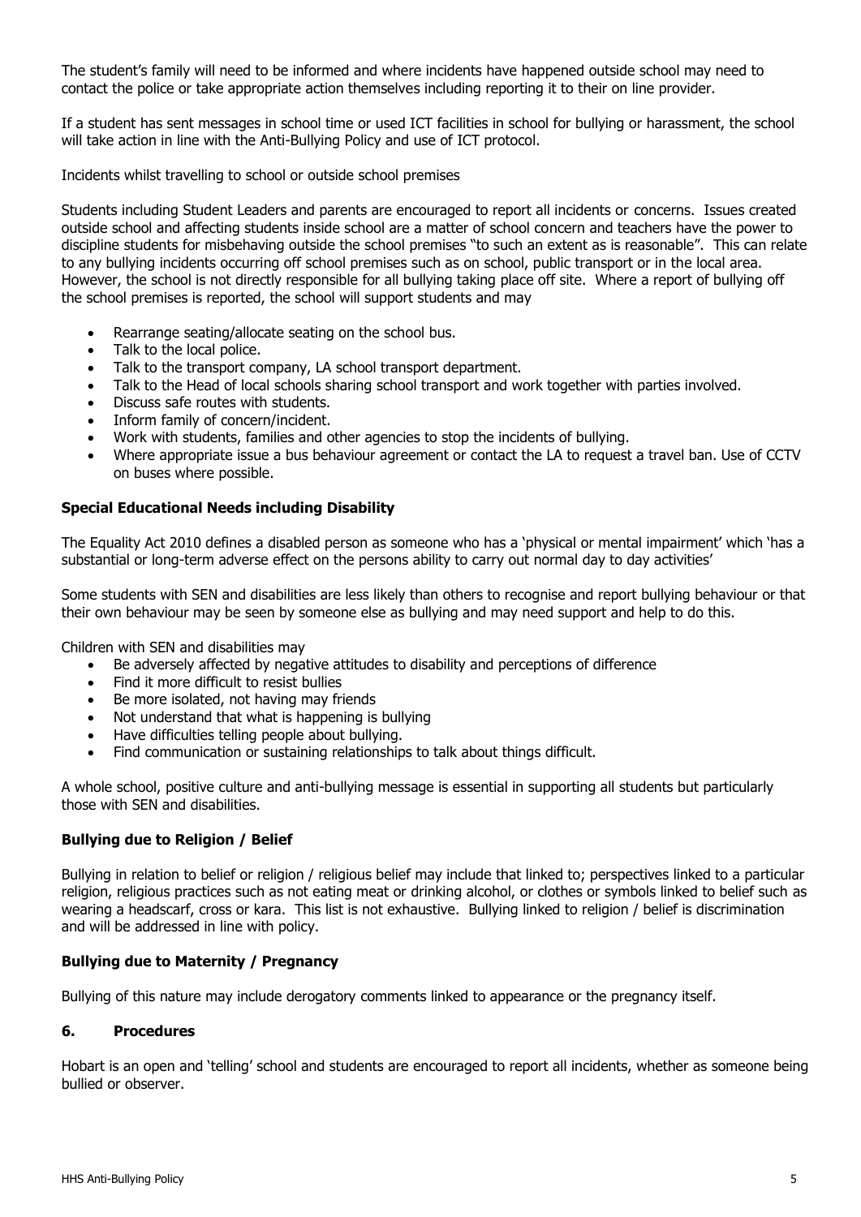The student's family will need to be informed and where incidents have happened outside school may need to contact the police or take appropriate action themselves including reporting it to their on line provider.

If a student has sent messages in school time or used ICT facilities in school for bullying or harassment, the school will take action in line with the Anti-Bullying Policy and use of ICT protocol.

Incidents whilst travelling to school or outside school premises

Students including Student Leaders and parents are encouraged to report all incidents or concerns. Issues created outside school and affecting students inside school are a matter of school concern and teachers have the power to discipline students for misbehaving outside the school premises "to such an extent as is reasonable". This can relate to any bullying incidents occurring off school premises such as on school, public transport or in the local area. However, the school is not directly responsible for all bullying taking place off site. Where a report of bullying off the school premises is reported, the school will support students and may

- Rearrange seating/allocate seating on the school bus.
- Talk to the local police.
- Talk to the transport company, LA school transport department.
- Talk to the Head of local schools sharing school transport and work together with parties involved.
- Discuss safe routes with students.
- Inform family of concern/incident.
- Work with students, families and other agencies to stop the incidents of bullying.
- Where appropriate issue a bus behaviour agreement or contact the LA to request a travel ban. Use of CCTV on buses where possible.

**Special Educational Needs including Disability**

The Equality Act 2010 defines a disabled person as someone who has a 'physical or mental impairment' which 'has a substantial or long-term adverse effect on the persons ability to carry out normal day to day activities'

Some students with SEN and disabilities are less likely than others to recognise and report bullying behaviour or that their own behaviour may be seen by someone else as bullying and may need support and help to do this.

Children with SEN and disabilities may

- Be adversely affected by negative attitudes to disability and perceptions of difference
- Find it more difficult to resist bullies
- Be more isolated, not having may friends
- Not understand that what is happening is bullying
- Have difficulties telling people about bullying.
- Find communication or sustaining relationships to talk about things difficult.

A whole school, positive culture and anti-bullying message is essential in supporting all students but particularly those with SEN and disabilities.

**Bullying due to Religion / Belief**

Bullying in relation to belief or religion / religious belief may include that linked to; perspectives linked to a particular religion, religious practices such as not eating meat or drinking alcohol, or clothes or symbols linked to belief such as wearing a headscarf, cross or kara. This list is not exhaustive. Bullying linked to religion / belief is discrimination and will be addressed in line with policy.

**Bullying due to Maternity / Pregnancy**

Bullying of this nature may include derogatory comments linked to appearance or the pregnancy itself.

## 6. Procedures

Hobart is an open and 'telling' school and students are encouraged to report all incidents, whether as someone being bullied or observer.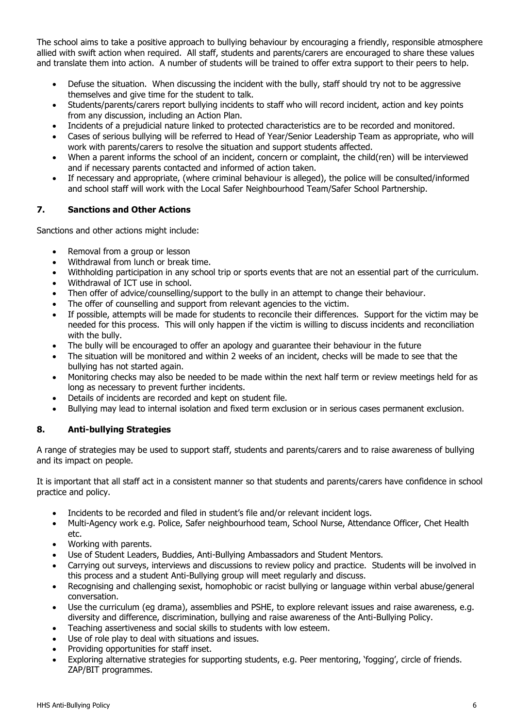The school aims to take a positive approach to bullying behaviour by encouraging a friendly, responsible atmosphere allied with swift action when required. All staff, students and parents/carers are encouraged to share these values and translate them into action. A number of students will be trained to offer extra support to their peers to help.

- Defuse the situation. When discussing the incident with the bully, staff should try not to be aggressive themselves and give time for the student to talk.
- Students/parents/carers report bullying incidents to staff who will record incident, action and key points from any discussion, including an Action Plan.
- Incidents of a prejudicial nature linked to protected characteristics are to be recorded and monitored.
- Cases of serious bullying will be referred to Head of Year/Senior Leadership Team as appropriate, who will work with parents/carers to resolve the situation and support students affected.
- When a parent informs the school of an incident, concern or complaint, the child(ren) will be interviewed and if necessary parents contacted and informed of action taken.
- If necessary and appropriate, (where criminal behaviour is alleged), the police will be consulted/informed and school staff will work with the Local Safer Neighbourhood Team/Safer School Partnership.

## 7. Sanctions and Other Actions

Sanctions and other actions might include:

- Removal from a group or lesson
- Withdrawal from lunch or break time.
- Withholding participation in any school trip or sports events that are not an essential part of the curriculum.
- Withdrawal of ICT use in school.
- Then offer of advice/counselling/support to the bully in an attempt to change their behaviour.
- The offer of counselling and support from relevant agencies to the victim.
- If possible, attempts will be made for students to reconcile their differences. Support for the victim may be needed for this process. This will only happen if the victim is willing to discuss incidents and reconciliation with the bully.
- The bully will be encouraged to offer an apology and guarantee their behaviour in the future
- The situation will be monitored and within 2 weeks of an incident, checks will be made to see that the bullying has not started again.
- Monitoring checks may also be needed to be made within the next half term or review meetings held for as long as necessary to prevent further incidents.
- Details of incidents are recorded and kept on student file.
- Bullying may lead to internal isolation and fixed term exclusion or in serious cases permanent exclusion.

## 8. Anti-bullying Strategies

A range of strategies may be used to support staff, students and parents/carers and to raise awareness of bullying and its impact on people.

It is important that all staff act in a consistent manner so that students and parents/carers have confidence in school practice and policy.

- Incidents to be recorded and filed in student's file and/or relevant incident logs.
- Multi-Agency work e.g. Police, Safer neighbourhood team, School Nurse, Attendance Officer, Chet Health etc.
- Working with parents.
- Use of Student Leaders, Buddies, Anti-Bullying Ambassadors and Student Mentors.
- Carrying out surveys, interviews and discussions to review policy and practice. Students will be involved in this process and a student Anti-Bullying group will meet regularly and discuss.
- Recognising and challenging sexist, homophobic or racist bullying or language within verbal abuse/general conversation.
- Use the curriculum (eg drama), assemblies and PSHE, to explore relevant issues and raise awareness, e.g. diversity and difference, discrimination, bullying and raise awareness of the Anti-Bullying Policy.
- Teaching assertiveness and social skills to students with low esteem.
- Use of role play to deal with situations and issues.
- Providing opportunities for staff inset.
- Exploring alternative strategies for supporting students, e.g. Peer mentoring, 'fogging', circle of friends. ZAP/BIT programmes.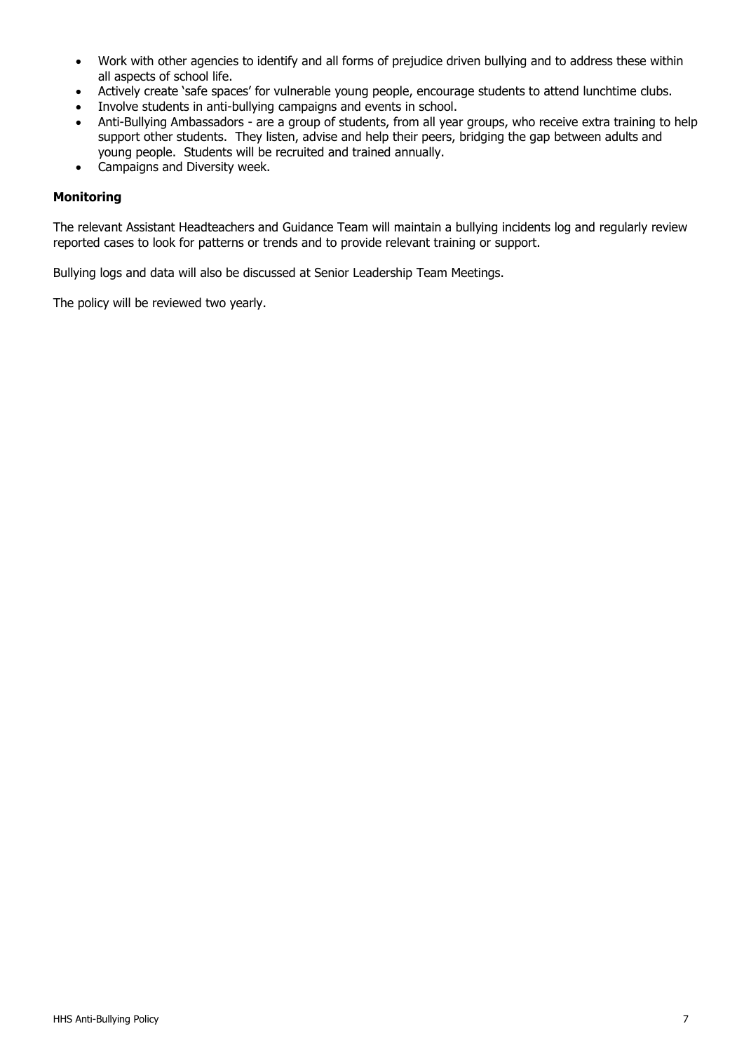- Work with other agencies to identify and all forms of prejudice driven bullying and to address these within all aspects of school life.
- Actively create 'safe spaces' for vulnerable young people, encourage students to attend lunchtime clubs.
- Involve students in anti-bullying campaigns and events in school.
- Anti-Bullying Ambassadors - are a group of students, from all year groups, who receive extra training to help support other students. They listen, advise and help their peers, bridging the gap between adults and young people. Students will be recruited and trained annually.
- Campaigns and Diversity week.

**Monitoring**

The relevant Assistant Headteachers and Guidance Team will maintain a bullying incidents log and regularly review reported cases to look for patterns or trends and to provide relevant training or support.

Bullying logs and data will also be discussed at Senior Leadership Team Meetings.

The policy will be reviewed two yearly.